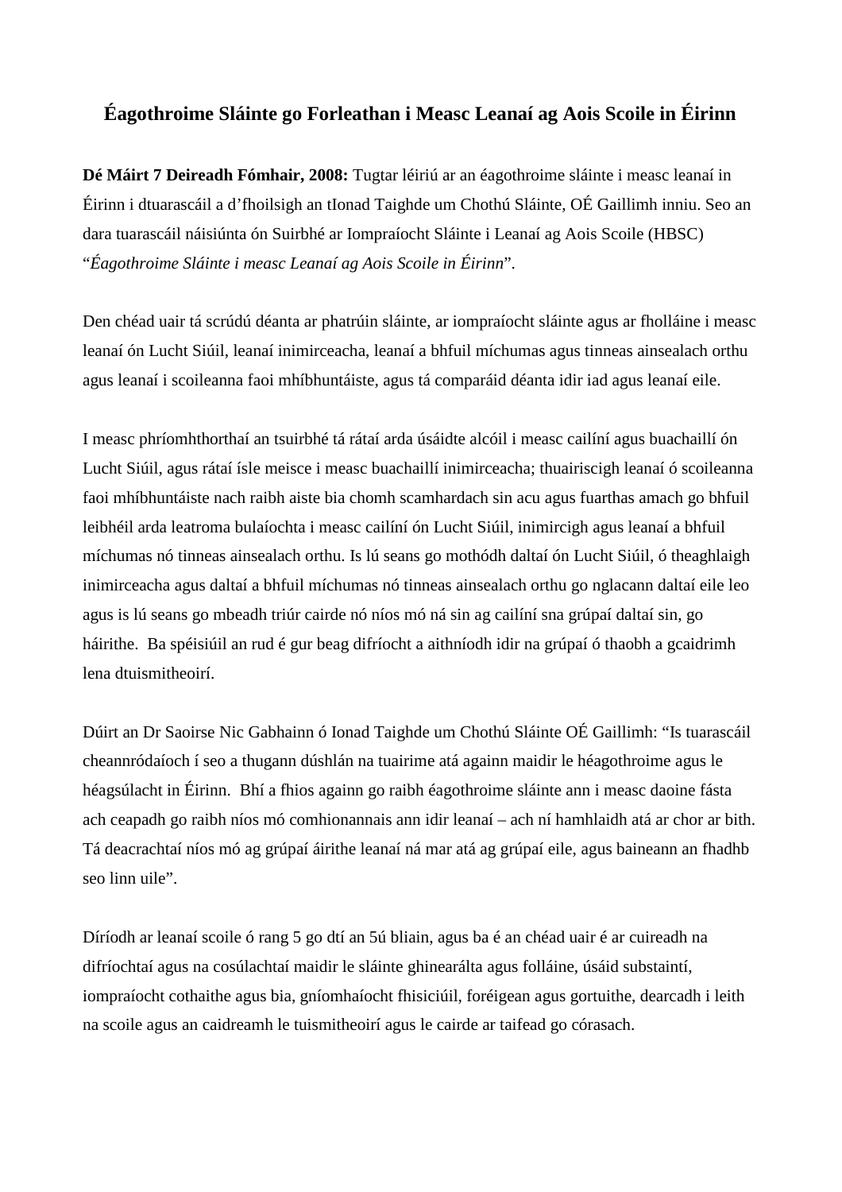# Éagothroime Sláinte go Forleathan i Measc Leanaí ag Aois Scoile in Éirinn

**Dé Máirt 7 Deireadh Fómhair, 2008:** Tugtar léiriú ar an éagothroime sláinte i measc leanaí in Éirinn i dtuarascáil a d'fhoilsigh an tIonad Taighde um Chothú Sláinte, OÉ Gaillimh inniu. Seo an dara tuarascáil náisiúnta ón Suirbhé ar Iompraíocht Sláinte i Leanaí ag Aois Scoile (HBSC) "*Éagothroime Sláinte i measc Leanaí ag Aois Scoile in Éirinn*".

Den chéad uair tá scrúdú déanta ar phatrúin sláinte, ar iompraíocht sláinte agus ar fholláine i measc leanaí ón Lucht Siúil, leanaí inimirceacha, leanaí a bhfuil míchumas agus tinneas ainsealach orthu agus leanaí i scoileanna faoi mhíbhuntáiste, agus tá comparáid déanta idir iad agus leanaí eile.

I measc phríomhthorthaí an tsuirbhé tá rátaí arda úsáidte alcóil i measc cailíní agus buachaillí ón Lucht Siúil, agus rátaí ísle meisce i measc buachaillí inimirceacha; thuairiscigh leanaí ó scoileanna faoi mhíbhuntáiste nach raibh aiste bia chomh scamhardach sin acu agus fuarthas amach go bhfuil leibhéil arda leatroma bulaíochta i measc cailíní ón Lucht Siúil, inimircigh agus leanaí a bhfuil míchumas nó tinneas ainsealach orthu. Is lú seans go mothódh daltaí ón Lucht Siúil, ó theaghlaigh inimirceacha agus daltaí a bhfuil míchumas nó tinneas ainsealach orthu go nglacann daltaí eile leo agus is lú seans go mbeadh triúr cairde nó níos mó ná sin ag cailíní sna grúpaí daltaí sin, go háirithe. Ba spéisiúil an rud é gur beag difríocht a aithníodh idir na grúpaí ó thaobh a gcaidrimh lena dtuismitheoirí.

Dúirt an Dr Saoirse Nic Gabhainn ó Ionad Taighde um Chothú Sláinte OÉ Gaillimh: "Is tuarascáil cheannródaíoch í seo a thugann dúshlán na tuairime atá againn maidir le héagothroime agus le héagsúlacht in Éirinn. Bhí a fhios againn go raibh éagothroime sláinte ann i measc daoine fásta ach ceapadh go raibh níos mó comhionannais ann idir leanaí – ach ní hamhlaidh atá ar chor ar bith. Tá deacrachtaí níos mó ag grúpaí áirithe leanaí ná mar atá ag grúpaí eile, agus baineann an fhadhb seo linn uile".

Díríodh ar leanaí scoile ó rang 5 go dtí an 5ú bliain, agus ba é an chéad uair é ar cuireadh na difríochtaí agus na cosúlachtaí maidir le sláinte ghinearálta agus folláine, úsáid substaintí, iompraíocht cothaithe agus bia, gníomhaíocht fhisiciúil, foréigean agus gortuithe, dearcadh i leith na scoile agus an caidreamh le tuismitheoirí agus le cairde ar taifead go córasach.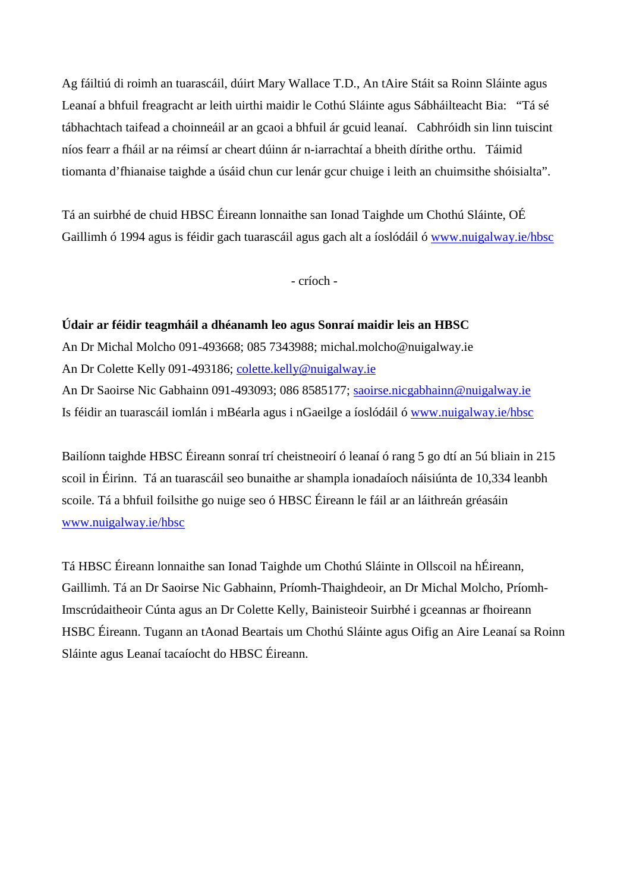Ag fáiltiú di roimh an tuarascáil, dúirt Mary Wallace T.D., An tAire Stáit sa Roinn Sláinte agus Leanaí a bhfuil freagracht ar leith uirthi maidir le Cothú Sláinte agus Sábháilteacht Bia: "Tá sé tábhachtach taifead a choinneáil ar an gcaoi a bhfuil ár gcuid leanaí. Cabhróidh sin linn tuiscint níos fearr a fháil ar na réimsí ar cheart dúinn ár n-iarrachtaí a bheith dírithe orthu. Táimid tiomanta d'fhianaise taighde a úsáid chun cur lenár gcur chuige i leith an chuimsithe shóisialta".

Tá an suirbhé de chuid HBSC Éireann lonnaithe san Ionad Taighde um Chothú Sláinte, OÉ Gaillimh ó 1994 agus is féidir gach tuarascáil agus gach alt a íoslódáil ó www.nuigalway.ie/hbsc

- críoch -

**Údair ar féidir teagmháil a dhéanamh leo agus Sonraí maidir leis an HBSC**

An Dr Michal Molcho 091-493668; 085 7343988; michal.molcho@nuigalway.ie
An Dr Colette Kelly 091-493186; colette.kelly@nuigalway.ie
An Dr Saoirse Nic Gabhainn 091-493093; 086 8585177; saoirse.nicgabhainn@nuigalway.ie
Is féidir an tuarascáil iomlán i mBéarla agus i nGaeilge a íoslódáil ó www.nuigalway.ie/hbsc

Bailíonn taighde HBSC Éireann sonraí trí cheistneoirí ó leanaí ó rang 5 go dtí an 5ú bliain in 215 scoil in Éirinn. Tá an tuarascáil seo bunaithe ar shampla ionadaíoch náisiúnta de 10,334 leanbh scoile. Tá a bhfuil foilsithe go nuige seo ó HBSC Éireann le fáil ar an láithreán gréasáin www.nuigalway.ie/hbsc

Tá HBSC Éireann lonnaithe san Ionad Taighde um Chothú Sláinte in Ollscoil na hÉireann, Gaillimh. Tá an Dr Saoirse Nic Gabhainn, Príomh-Thaighdeoir, an Dr Michal Molcho, Príomh-Imscrúdaitheoir Cúnta agus an Dr Colette Kelly, Bainisteoir Suirbhé i gceannas ar fhoireann HSBC Éireann. Tugann an tAonad Beartais um Chothú Sláinte agus Oifig an Aire Leanaí sa Roinn Sláinte agus Leanaí tacaíocht do HBSC Éireann.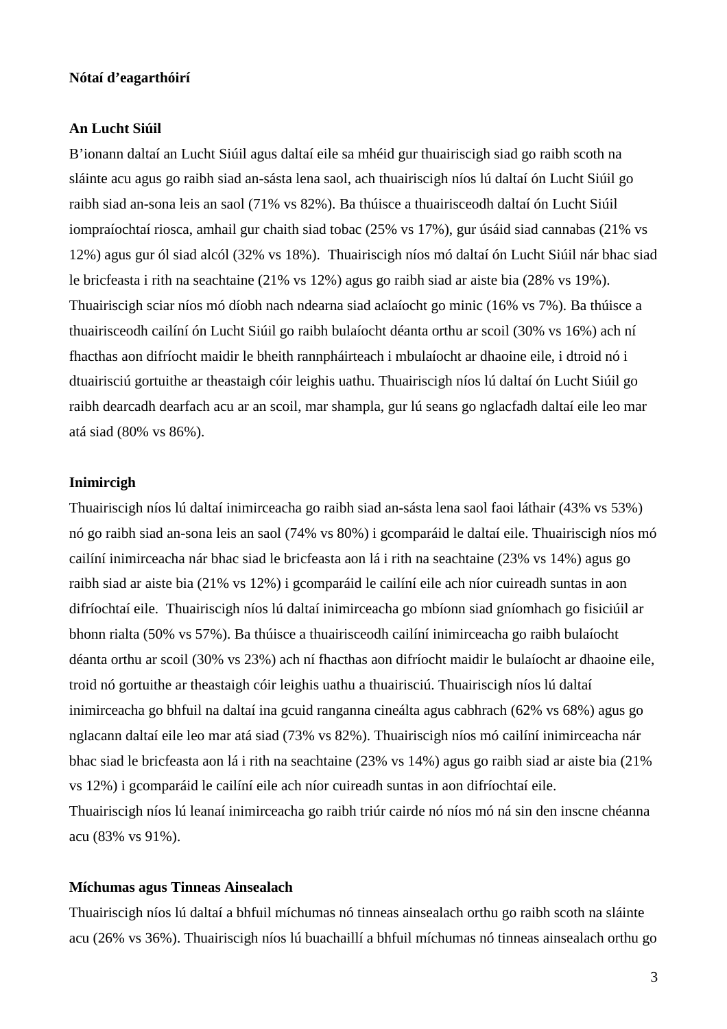**Nótaí d'eagarthóirí**

**An Lucht Siúil**

B'ionann daltaí an Lucht Siúil agus daltaí eile sa mhéid gur thuairiscigh siad go raibh scoth na sláinte acu agus go raibh siad an-sásta lena saol, ach thuairiscigh níos lú daltaí ón Lucht Siúil go raibh siad an-sona leis an saol (71% vs 82%). Ba thúisce a thuairisceodh daltaí ón Lucht Siúil iompraíochtaí riosca, amhail gur chaith siad tobac (25% vs 17%), gur úsáid siad cannabas (21% vs 12%) agus gur ól siad alcól (32% vs 18%). Thuairiscigh níos mó daltaí ón Lucht Siúil nár bhac siad le bricfeasta i rith na seachtaine (21% vs 12%) agus go raibh siad ar aiste bia (28% vs 19%). Thuairiscigh sciar níos mó díobh nach ndearna siad aclaíocht go minic (16% vs 7%). Ba thúisce a thuairisceodh cailíní ón Lucht Siúil go raibh bulaíocht déanta orthu ar scoil (30% vs 16%) ach ní fhacthas aon difríocht maidir le bheith rannpháirteach i mbulaíocht ar dhaoine eile, i dtroid nó i dtuairisciú gortuithe ar theastaigh cóir leighis uathu. Thuairiscigh níos lú daltaí ón Lucht Siúil go raibh dearcadh dearfach acu ar an scoil, mar shampla, gur lú seans go nglacfadh daltaí eile leo mar atá siad (80% vs 86%).

**Inimircigh**

Thuairiscigh níos lú daltaí inimirceacha go raibh siad an-sásta lena saol faoi láthair (43% vs 53%) nó go raibh siad an-sona leis an saol (74% vs 80%) i gcomparáid le daltaí eile. Thuairiscigh níos mó cailíní inimirceacha nár bhac siad le bricfeasta aon lá i rith na seachtaine (23% vs 14%) agus go raibh siad ar aiste bia (21% vs 12%) i gcomparáid le cailíní eile ach níor cuireadh suntas in aon difríochtaí eile. Thuairiscigh níos lú daltaí inimirceacha go mbíonn siad gníomhach go fisiciúil ar bhonn rialta (50% vs 57%). Ba thúisce a thuairisceodh cailíní inimirceacha go raibh bulaíocht déanta orthu ar scoil (30% vs 23%) ach ní fhacthas aon difríocht maidir le bulaíocht ar dhaoine eile, troid nó gortuithe ar theastaigh cóir leighis uathu a thuairisciú. Thuairiscigh níos lú daltaí inimirceacha go bhfuil na daltaí ina gcuid ranganna cineálta agus cabhrach (62% vs 68%) agus go nglacann daltaí eile leo mar atá siad (73% vs 82%). Thuairiscigh níos mó cailíní inimirceacha nár bhac siad le bricfeasta aon lá i rith na seachtaine (23% vs 14%) agus go raibh siad ar aiste bia (21% vs 12%) i gcomparáid le cailíní eile ach níor cuireadh suntas in aon difríochtaí eile.
Thuairiscigh níos lú leanaí inimirceacha go raibh triúr cairde nó níos mó ná sin den inscne chéanna acu (83% vs 91%).

**Míchumas agus Tinneas Ainsealach**

Thuairiscigh níos lú daltaí a bhfuil míchumas nó tinneas ainsealach orthu go raibh scoth na sláinte acu (26% vs 36%). Thuairiscigh níos lú buachaillí a bhfuil míchumas nó tinneas ainsealach orthu go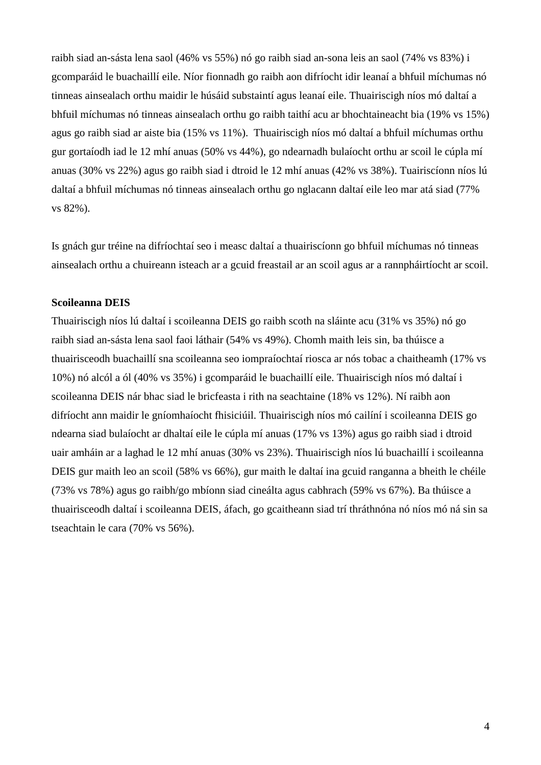raibh siad an-sásta lena saol (46% vs 55%) nó go raibh siad an-sona leis an saol (74% vs 83%) i gcomparáid le buachaillí eile. Níor fionnadh go raibh aon difríocht idir leanaí a bhfuil míchumas nó tinneas ainsealach orthu maidir le húsáid substaintí agus leanaí eile. Thuairiscigh níos mó daltaí a bhfuil míchumas nó tinneas ainsealach orthu go raibh taithí acu ar bhochtaineacht bia (19% vs 15%) agus go raibh siad ar aiste bia (15% vs 11%).  Thuairiscigh níos mó daltaí a bhfuil míchumas orthu gur gortaíodh iad le 12 mhí anuas (50% vs 44%), go ndearnadh bulaíocht orthu ar scoil le cúpla mí anuas (30% vs 22%) agus go raibh siad i dtroid le 12 mhí anuas (42% vs 38%). Tuairiscíonn níos lú daltaí a bhfuil míchumas nó tinneas ainsealach orthu go nglacann daltaí eile leo mar atá siad (77% vs 82%).

Is gnách gur tréine na difríochtaí seo i measc daltaí a thuairiscíonn go bhfuil míchumas nó tinneas ainsealach orthu a chuireann isteach ar a gcuid freastail ar an scoil agus ar a rannpháirtíocht ar scoil.

**Scoileanna DEIS**

Thuairiscigh níos lú daltaí i scoileanna DEIS go raibh scoth na sláinte acu (31% vs 35%) nó go raibh siad an-sásta lena saol faoi láthair (54% vs 49%). Chomh maith leis sin, ba thúisce a thuairisceodh buachaillí sna scoileanna seo iompraíochtaí riosca ar nós tobac a chaitheamh (17% vs 10%) nó alcól a ól (40% vs 35%) i gcomparáid le buachaillí eile. Thuairiscigh níos mó daltaí i scoileanna DEIS nár bhac siad le bricfeasta i rith na seachtaine (18% vs 12%). Ní raibh aon difríocht ann maidir le gníomhaíocht fhisiciúil. Thuairiscigh níos mó cailíní i scoileanna DEIS go ndearna siad bulaíocht ar dhaltaí eile le cúpla mí anuas (17% vs 13%) agus go raibh siad i dtroid uair amháin ar a laghad le 12 mhí anuas (30% vs 23%). Thuairiscigh níos lú buachaillí i scoileanna DEIS gur maith leo an scoil (58% vs 66%), gur maith le daltaí ina gcuid ranganna a bheith le chéile (73% vs 78%) agus go raibh/go mbíonn siad cineálta agus cabhrach (59% vs 67%). Ba thúisce a thuairisceodh daltaí i scoileanna DEIS, áfach, go gcaitheann siad trí thráthnóna nó níos mó ná sin sa tseachtain le cara (70% vs 56%).